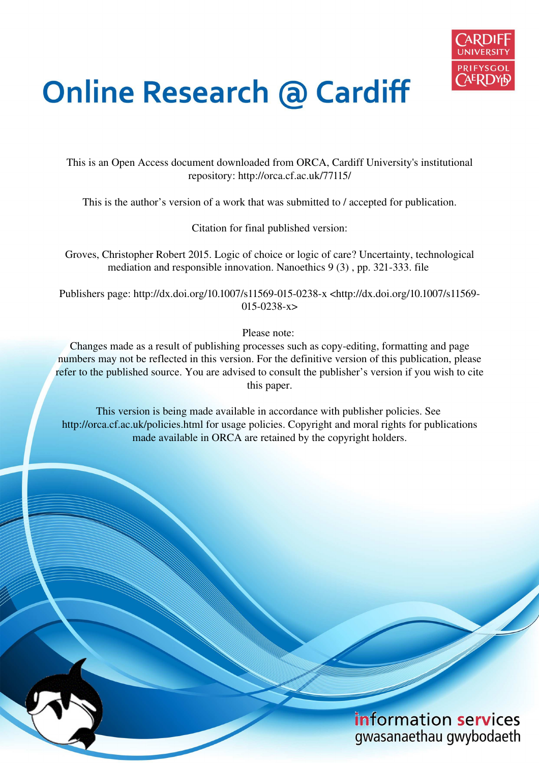# Online Research @ Cardiff

This is an Open Access document downloaded from ORCA, Cardiff University's institutional repository: http://orca.cf.ac.uk/77115/

This is the author's version of a work that was submitted to / accepted for publication.

Citation for final published version:

Groves, Christopher Robert 2015. Logic of choice or logic of care? Uncertainty, technological mediation and responsible innovation. Nanoethics 9 (3) , pp. 321-333. file

Publishers page: http://dx.doi.org/10.1007/s11569-015-0238-x <http://dx.doi.org/10.1007/s11569-015-0238-x>

Please note:
Changes made as a result of publishing processes such as copy-editing, formatting and page numbers may not be reflected in this version. For the definitive version of this publication, please refer to the published source. You are advised to consult the publisher's version if you wish to cite this paper.

This version is being made available in accordance with publisher policies. See http://orca.cf.ac.uk/policies.html for usage policies. Copyright and moral rights for publications made available in ORCA are retained by the copyright holders.

information services
gwasanaethau gwybodaeth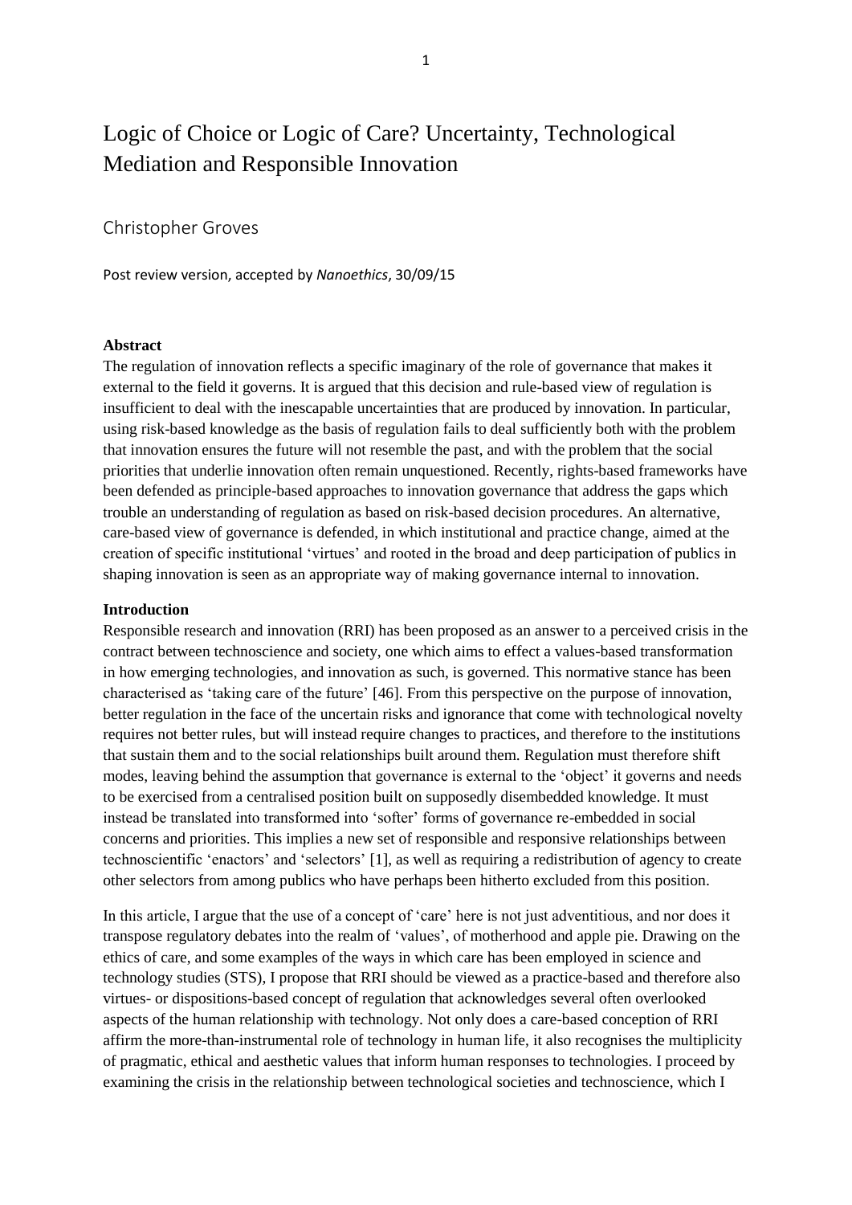# Logic of Choice or Logic of Care? Uncertainty, Technological Mediation and Responsible Innovation

Christopher Groves

Post review version, accepted by *Nanoethics*, 30/09/15

**Abstract**

The regulation of innovation reflects a specific imaginary of the role of governance that makes it external to the field it governs. It is argued that this decision and rule-based view of regulation is insufficient to deal with the inescapable uncertainties that are produced by innovation. In particular, using risk-based knowledge as the basis of regulation fails to deal sufficiently both with the problem that innovation ensures the future will not resemble the past, and with the problem that the social priorities that underlie innovation often remain unquestioned. Recently, rights-based frameworks have been defended as principle-based approaches to innovation governance that address the gaps which trouble an understanding of regulation as based on risk-based decision procedures. An alternative, care-based view of governance is defended, in which institutional and practice change, aimed at the creation of specific institutional 'virtues' and rooted in the broad and deep participation of publics in shaping innovation is seen as an appropriate way of making governance internal to innovation.

**Introduction**

Responsible research and innovation (RRI) has been proposed as an answer to a perceived crisis in the contract between technoscience and society, one which aims to effect a values-based transformation in how emerging technologies, and innovation as such, is governed. This normative stance has been characterised as 'taking care of the future' [46]. From this perspective on the purpose of innovation, better regulation in the face of the uncertain risks and ignorance that come with technological novelty requires not better rules, but will instead require changes to practices, and therefore to the institutions that sustain them and to the social relationships built around them. Regulation must therefore shift modes, leaving behind the assumption that governance is external to the 'object' it governs and needs to be exercised from a centralised position built on supposedly disembedded knowledge. It must instead be translated into transformed into 'softer' forms of governance re-embedded in social concerns and priorities. This implies a new set of responsible and responsive relationships between technoscientific 'enactors' and 'selectors' [1], as well as requiring a redistribution of agency to create other selectors from among publics who have perhaps been hitherto excluded from this position.

In this article, I argue that the use of a concept of 'care' here is not just adventitious, and nor does it transpose regulatory debates into the realm of 'values', of motherhood and apple pie. Drawing on the ethics of care, and some examples of the ways in which care has been employed in science and technology studies (STS), I propose that RRI should be viewed as a practice-based and therefore also virtues- or dispositions-based concept of regulation that acknowledges several often overlooked aspects of the human relationship with technology. Not only does a care-based conception of RRI affirm the more-than-instrumental role of technology in human life, it also recognises the multiplicity of pragmatic, ethical and aesthetic values that inform human responses to technologies. I proceed by examining the crisis in the relationship between technological societies and technoscience, which I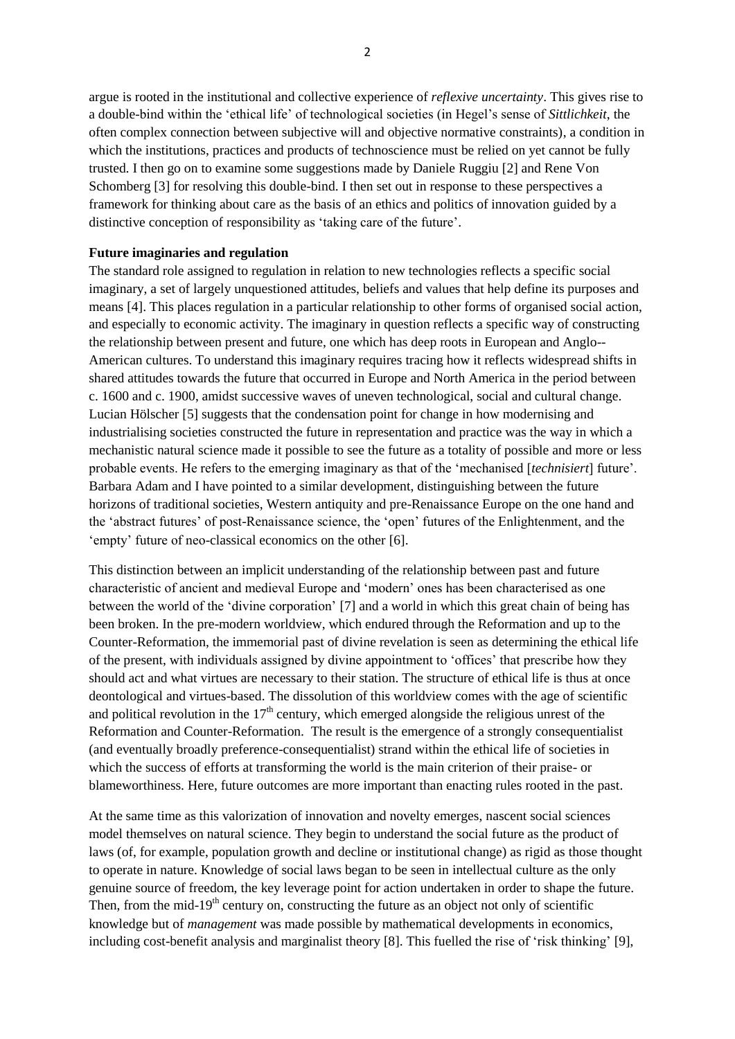argue is rooted in the institutional and collective experience of *reflexive uncertainty*. This gives rise to a double-bind within the 'ethical life' of technological societies (in Hegel's sense of *Sittlichkeit*, the often complex connection between subjective will and objective normative constraints), a condition in which the institutions, practices and products of technoscience must be relied on yet cannot be fully trusted. I then go on to examine some suggestions made by Daniele Ruggiu [2] and Rene Von Schomberg [3] for resolving this double-bind. I then set out in response to these perspectives a framework for thinking about care as the basis of an ethics and politics of innovation guided by a distinctive conception of responsibility as 'taking care of the future'.

**Future imaginaries and regulation**

The standard role assigned to regulation in relation to new technologies reflects a specific social imaginary, a set of largely unquestioned attitudes, beliefs and values that help define its purposes and means [4]. This places regulation in a particular relationship to other forms of organised social action, and especially to economic activity. The imaginary in question reflects a specific way of constructing the relationship between present and future, one which has deep roots in European and Anglo--American cultures. To understand this imaginary requires tracing how it reflects widespread shifts in shared attitudes towards the future that occurred in Europe and North America in the period between c. 1600 and c. 1900, amidst successive waves of uneven technological, social and cultural change. Lucian Hölscher [5] suggests that the condensation point for change in how modernising and industrialising societies constructed the future in representation and practice was the way in which a mechanistic natural science made it possible to see the future as a totality of possible and more or less probable events. He refers to the emerging imaginary as that of the 'mechanised [*technisiert*] future'. Barbara Adam and I have pointed to a similar development, distinguishing between the future horizons of traditional societies, Western antiquity and pre-Renaissance Europe on the one hand and the 'abstract futures' of post-Renaissance science, the 'open' futures of the Enlightenment, and the 'empty' future of neo-classical economics on the other [6].

This distinction between an implicit understanding of the relationship between past and future characteristic of ancient and medieval Europe and 'modern' ones has been characterised as one between the world of the 'divine corporation' [7] and a world in which this great chain of being has been broken. In the pre-modern worldview, which endured through the Reformation and up to the Counter-Reformation, the immemorial past of divine revelation is seen as determining the ethical life of the present, with individuals assigned by divine appointment to 'offices' that prescribe how they should act and what virtues are necessary to their station. The structure of ethical life is thus at once deontological and virtues-based. The dissolution of this worldview comes with the age of scientific and political revolution in the 17th century, which emerged alongside the religious unrest of the Reformation and Counter-Reformation. The result is the emergence of a strongly consequentialist (and eventually broadly preference-consequentialist) strand within the ethical life of societies in which the success of efforts at transforming the world is the main criterion of their praise- or blameworthiness. Here, future outcomes are more important than enacting rules rooted in the past.

At the same time as this valorization of innovation and novelty emerges, nascent social sciences model themselves on natural science. They begin to understand the social future as the product of laws (of, for example, population growth and decline or institutional change) as rigid as those thought to operate in nature. Knowledge of social laws began to be seen in intellectual culture as the only genuine source of freedom, the key leverage point for action undertaken in order to shape the future. Then, from the mid-19th century on, constructing the future as an object not only of scientific knowledge but of *management* was made possible by mathematical developments in economics, including cost-benefit analysis and marginalist theory [8]. This fuelled the rise of 'risk thinking' [9],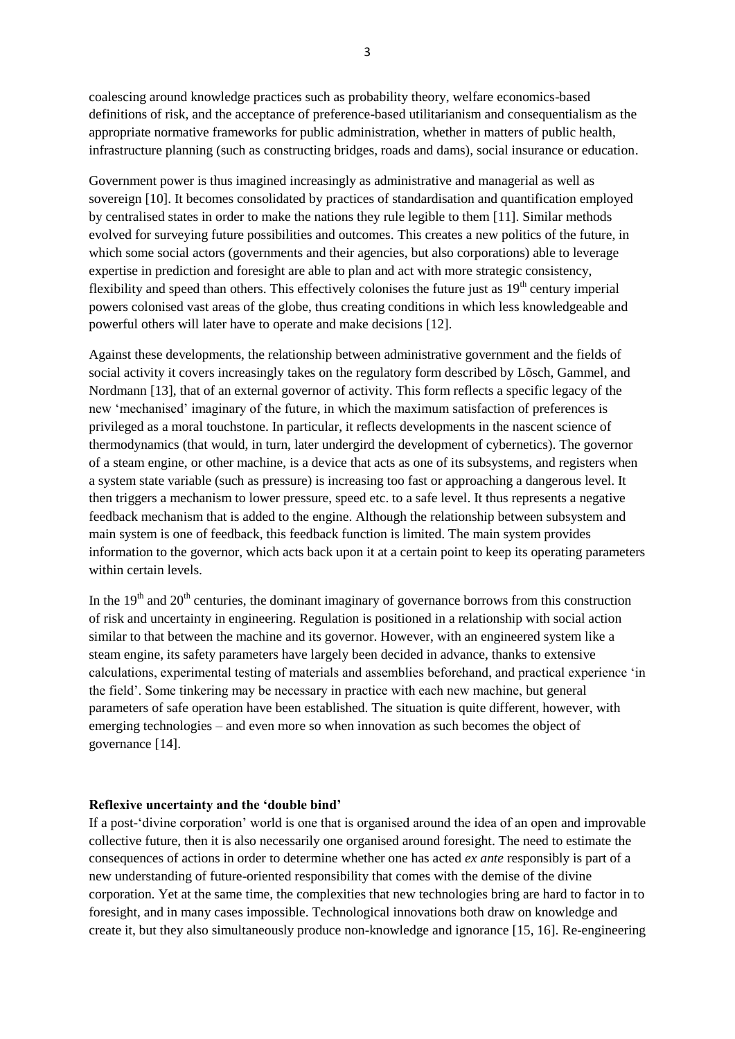coalescing around knowledge practices such as probability theory, welfare economics-based definitions of risk, and the acceptance of preference-based utilitarianism and consequentialism as the appropriate normative frameworks for public administration, whether in matters of public health, infrastructure planning (such as constructing bridges, roads and dams), social insurance or education.

Government power is thus imagined increasingly as administrative and managerial as well as sovereign [10]. It becomes consolidated by practices of standardisation and quantification employed by centralised states in order to make the nations they rule legible to them [11]. Similar methods evolved for surveying future possibilities and outcomes. This creates a new politics of the future, in which some social actors (governments and their agencies, but also corporations) able to leverage expertise in prediction and foresight are able to plan and act with more strategic consistency, flexibility and speed than others. This effectively colonises the future just as 19th century imperial powers colonised vast areas of the globe, thus creating conditions in which less knowledgeable and powerful others will later have to operate and make decisions [12].

Against these developments, the relationship between administrative government and the fields of social activity it covers increasingly takes on the regulatory form described by Lõsch, Gammel, and Nordmann [13], that of an external governor of activity. This form reflects a specific legacy of the new 'mechanised' imaginary of the future, in which the maximum satisfaction of preferences is privileged as a moral touchstone. In particular, it reflects developments in the nascent science of thermodynamics (that would, in turn, later undergird the development of cybernetics). The governor of a steam engine, or other machine, is a device that acts as one of its subsystems, and registers when a system state variable (such as pressure) is increasing too fast or approaching a dangerous level. It then triggers a mechanism to lower pressure, speed etc. to a safe level. It thus represents a negative feedback mechanism that is added to the engine. Although the relationship between subsystem and main system is one of feedback, this feedback function is limited. The main system provides information to the governor, which acts back upon it at a certain point to keep its operating parameters within certain levels.

In the 19th and 20th centuries, the dominant imaginary of governance borrows from this construction of risk and uncertainty in engineering. Regulation is positioned in a relationship with social action similar to that between the machine and its governor. However, with an engineered system like a steam engine, its safety parameters have largely been decided in advance, thanks to extensive calculations, experimental testing of materials and assemblies beforehand, and practical experience 'in the field'. Some tinkering may be necessary in practice with each new machine, but general parameters of safe operation have been established. The situation is quite different, however, with emerging technologies – and even more so when innovation as such becomes the object of governance [14].

## Reflexive uncertainty and the 'double bind'

If a post-'divine corporation' world is one that is organised around the idea of an open and improvable collective future, then it is also necessarily one organised around foresight. The need to estimate the consequences of actions in order to determine whether one has acted *ex ante* responsibly is part of a new understanding of future-oriented responsibility that comes with the demise of the divine corporation. Yet at the same time, the complexities that new technologies bring are hard to factor in to foresight, and in many cases impossible. Technological innovations both draw on knowledge and create it, but they also simultaneously produce non-knowledge and ignorance [15, 16]. Re-engineering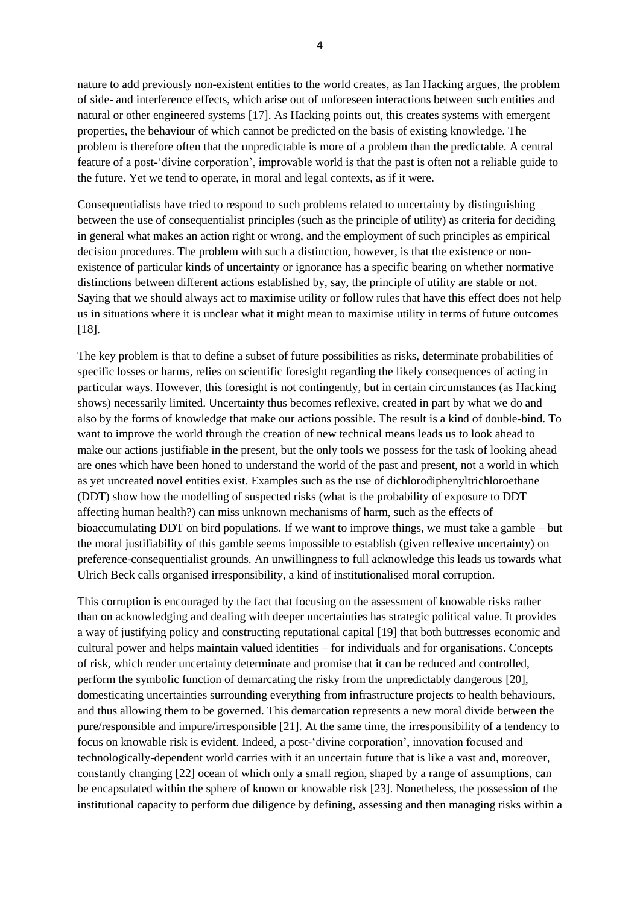nature to add previously non-existent entities to the world creates, as Ian Hacking argues, the problem of side- and interference effects, which arise out of unforeseen interactions between such entities and natural or other engineered systems [17]. As Hacking points out, this creates systems with emergent properties, the behaviour of which cannot be predicted on the basis of existing knowledge. The problem is therefore often that the unpredictable is more of a problem than the predictable. A central feature of a post-'divine corporation', improvable world is that the past is often not a reliable guide to the future. Yet we tend to operate, in moral and legal contexts, as if it were.

Consequentialists have tried to respond to such problems related to uncertainty by distinguishing between the use of consequentialist principles (such as the principle of utility) as criteria for deciding in general what makes an action right or wrong, and the employment of such principles as empirical decision procedures. The problem with such a distinction, however, is that the existence or non-existence of particular kinds of uncertainty or ignorance has a specific bearing on whether normative distinctions between different actions established by, say, the principle of utility are stable or not. Saying that we should always act to maximise utility or follow rules that have this effect does not help us in situations where it is unclear what it might mean to maximise utility in terms of future outcomes [18].

The key problem is that to define a subset of future possibilities as risks, determinate probabilities of specific losses or harms, relies on scientific foresight regarding the likely consequences of acting in particular ways. However, this foresight is not contingently, but in certain circumstances (as Hacking shows) necessarily limited. Uncertainty thus becomes reflexive, created in part by what we do and also by the forms of knowledge that make our actions possible. The result is a kind of double-bind. To want to improve the world through the creation of new technical means leads us to look ahead to make our actions justifiable in the present, but the only tools we possess for the task of looking ahead are ones which have been honed to understand the world of the past and present, not a world in which as yet uncreated novel entities exist. Examples such as the use of dichlorodiphenyltrichloroethane (DDT) show how the modelling of suspected risks (what is the probability of exposure to DDT affecting human health?) can miss unknown mechanisms of harm, such as the effects of bioaccumulating DDT on bird populations. If we want to improve things, we must take a gamble – but the moral justifiability of this gamble seems impossible to establish (given reflexive uncertainty) on preference-consequentialist grounds. An unwillingness to full acknowledge this leads us towards what Ulrich Beck calls organised irresponsibility, a kind of institutionalised moral corruption.

This corruption is encouraged by the fact that focusing on the assessment of knowable risks rather than on acknowledging and dealing with deeper uncertainties has strategic political value. It provides a way of justifying policy and constructing reputational capital [19] that both buttresses economic and cultural power and helps maintain valued identities – for individuals and for organisations. Concepts of risk, which render uncertainty determinate and promise that it can be reduced and controlled, perform the symbolic function of demarcating the risky from the unpredictably dangerous [20], domesticating uncertainties surrounding everything from infrastructure projects to health behaviours, and thus allowing them to be governed. This demarcation represents a new moral divide between the pure/responsible and impure/irresponsible [21]. At the same time, the irresponsibility of a tendency to focus on knowable risk is evident. Indeed, a post-'divine corporation', innovation focused and technologically-dependent world carries with it an uncertain future that is like a vast and, moreover, constantly changing [22] ocean of which only a small region, shaped by a range of assumptions, can be encapsulated within the sphere of known or knowable risk [23]. Nonetheless, the possession of the institutional capacity to perform due diligence by defining, assessing and then managing risks within a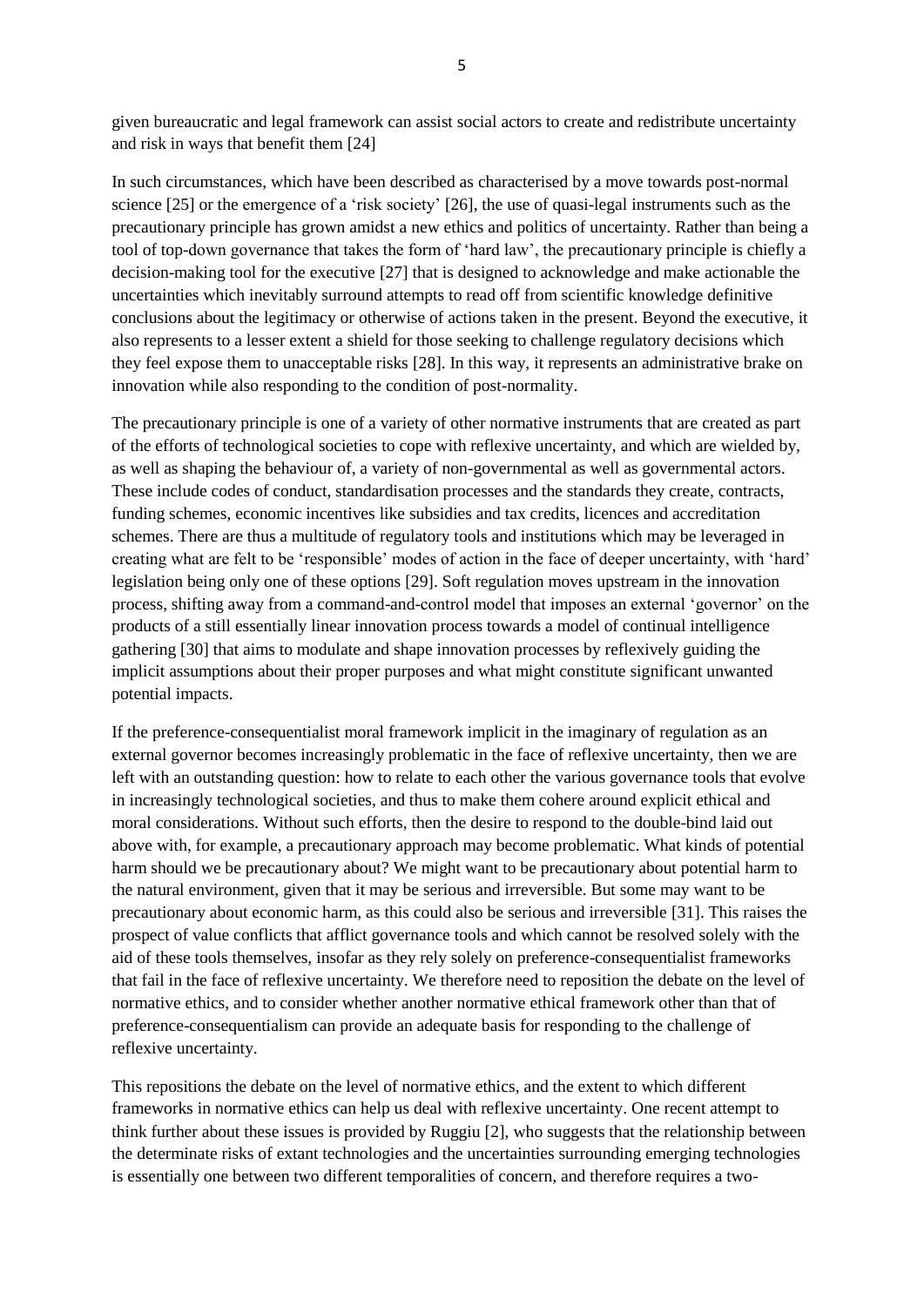given bureaucratic and legal framework can assist social actors to create and redistribute uncertainty and risk in ways that benefit them [24]

In such circumstances, which have been described as characterised by a move towards post-normal science [25] or the emergence of a 'risk society' [26], the use of quasi-legal instruments such as the precautionary principle has grown amidst a new ethics and politics of uncertainty. Rather than being a tool of top-down governance that takes the form of 'hard law', the precautionary principle is chiefly a decision-making tool for the executive [27] that is designed to acknowledge and make actionable the uncertainties which inevitably surround attempts to read off from scientific knowledge definitive conclusions about the legitimacy or otherwise of actions taken in the present. Beyond the executive, it also represents to a lesser extent a shield for those seeking to challenge regulatory decisions which they feel expose them to unacceptable risks [28]. In this way, it represents an administrative brake on innovation while also responding to the condition of post-normality.

The precautionary principle is one of a variety of other normative instruments that are created as part of the efforts of technological societies to cope with reflexive uncertainty, and which are wielded by, as well as shaping the behaviour of, a variety of non-governmental as well as governmental actors. These include codes of conduct, standardisation processes and the standards they create, contracts, funding schemes, economic incentives like subsidies and tax credits, licences and accreditation schemes. There are thus a multitude of regulatory tools and institutions which may be leveraged in creating what are felt to be 'responsible' modes of action in the face of deeper uncertainty, with 'hard' legislation being only one of these options [29]. Soft regulation moves upstream in the innovation process, shifting away from a command-and-control model that imposes an external 'governor' on the products of a still essentially linear innovation process towards a model of continual intelligence gathering [30] that aims to modulate and shape innovation processes by reflexively guiding the implicit assumptions about their proper purposes and what might constitute significant unwanted potential impacts.

If the preference-consequentialist moral framework implicit in the imaginary of regulation as an external governor becomes increasingly problematic in the face of reflexive uncertainty, then we are left with an outstanding question: how to relate to each other the various governance tools that evolve in increasingly technological societies, and thus to make them cohere around explicit ethical and moral considerations. Without such efforts, then the desire to respond to the double-bind laid out above with, for example, a precautionary approach may become problematic. What kinds of potential harm should we be precautionary about? We might want to be precautionary about potential harm to the natural environment, given that it may be serious and irreversible. But some may want to be precautionary about economic harm, as this could also be serious and irreversible [31]. This raises the prospect of value conflicts that afflict governance tools and which cannot be resolved solely with the aid of these tools themselves, insofar as they rely solely on preference-consequentialist frameworks that fail in the face of reflexive uncertainty. We therefore need to reposition the debate on the level of normative ethics, and to consider whether another normative ethical framework other than that of preference-consequentialism can provide an adequate basis for responding to the challenge of reflexive uncertainty.

This repositions the debate on the level of normative ethics, and the extent to which different frameworks in normative ethics can help us deal with reflexive uncertainty. One recent attempt to think further about these issues is provided by Ruggiu [2], who suggests that the relationship between the determinate risks of extant technologies and the uncertainties surrounding emerging technologies is essentially one between two different temporalities of concern, and therefore requires a two-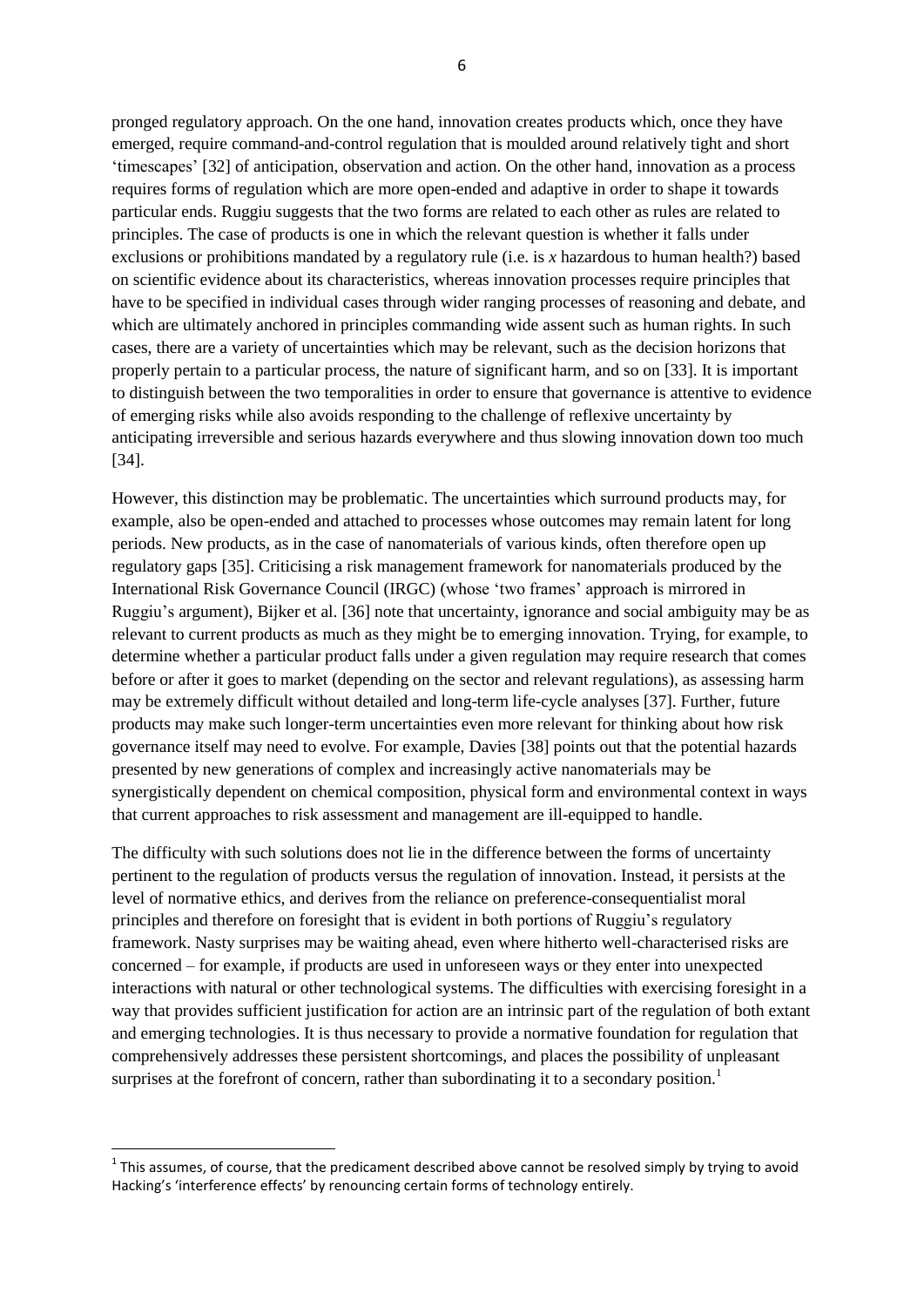pronged regulatory approach. On the one hand, innovation creates products which, once they have emerged, require command-and-control regulation that is moulded around relatively tight and short 'timescapes' [32] of anticipation, observation and action. On the other hand, innovation as a process requires forms of regulation which are more open-ended and adaptive in order to shape it towards particular ends. Ruggiu suggests that the two forms are related to each other as rules are related to principles. The case of products is one in which the relevant question is whether it falls under exclusions or prohibitions mandated by a regulatory rule (i.e. is *x* hazardous to human health?) based on scientific evidence about its characteristics, whereas innovation processes require principles that have to be specified in individual cases through wider ranging processes of reasoning and debate, and which are ultimately anchored in principles commanding wide assent such as human rights. In such cases, there are a variety of uncertainties which may be relevant, such as the decision horizons that properly pertain to a particular process, the nature of significant harm, and so on [33]. It is important to distinguish between the two temporalities in order to ensure that governance is attentive to evidence of emerging risks while also avoids responding to the challenge of reflexive uncertainty by anticipating irreversible and serious hazards everywhere and thus slowing innovation down too much [34].

However, this distinction may be problematic. The uncertainties which surround products may, for example, also be open-ended and attached to processes whose outcomes may remain latent for long periods. New products, as in the case of nanomaterials of various kinds, often therefore open up regulatory gaps [35]. Criticising a risk management framework for nanomaterials produced by the International Risk Governance Council (IRGC) (whose 'two frames' approach is mirrored in Ruggiu's argument), Bijker et al. [36] note that uncertainty, ignorance and social ambiguity may be as relevant to current products as much as they might be to emerging innovation. Trying, for example, to determine whether a particular product falls under a given regulation may require research that comes before or after it goes to market (depending on the sector and relevant regulations), as assessing harm may be extremely difficult without detailed and long-term life-cycle analyses [37]. Further, future products may make such longer-term uncertainties even more relevant for thinking about how risk governance itself may need to evolve. For example, Davies [38] points out that the potential hazards presented by new generations of complex and increasingly active nanomaterials may be synergistically dependent on chemical composition, physical form and environmental context in ways that current approaches to risk assessment and management are ill-equipped to handle.

The difficulty with such solutions does not lie in the difference between the forms of uncertainty pertinent to the regulation of products versus the regulation of innovation. Instead, it persists at the level of normative ethics, and derives from the reliance on preference-consequentialist moral principles and therefore on foresight that is evident in both portions of Ruggiu's regulatory framework. Nasty surprises may be waiting ahead, even where hitherto well-characterised risks are concerned – for example, if products are used in unforeseen ways or they enter into unexpected interactions with natural or other technological systems. The difficulties with exercising foresight in a way that provides sufficient justification for action are an intrinsic part of the regulation of both extant and emerging technologies. It is thus necessary to provide a normative foundation for regulation that comprehensively addresses these persistent shortcomings, and places the possibility of unpleasant surprises at the forefront of concern, rather than subordinating it to a secondary position.[1]

---

[1] This assumes, of course, that the predicament described above cannot be resolved simply by trying to avoid Hacking's 'interference effects' by renouncing certain forms of technology entirely.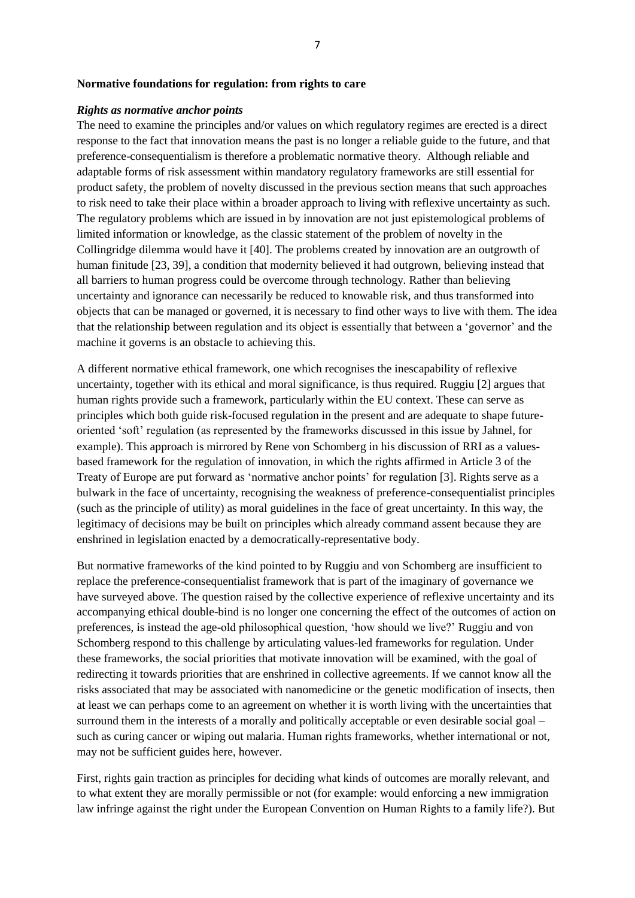**Normative foundations for regulation: from rights to care**

***Rights as normative anchor points***

The need to examine the principles and/or values on which regulatory regimes are erected is a direct response to the fact that innovation means the past is no longer a reliable guide to the future, and that preference-consequentialism is therefore a problematic normative theory. Although reliable and adaptable forms of risk assessment within mandatory regulatory frameworks are still essential for product safety, the problem of novelty discussed in the previous section means that such approaches to risk need to take their place within a broader approach to living with reflexive uncertainty as such. The regulatory problems which are issued in by innovation are not just epistemological problems of limited information or knowledge, as the classic statement of the problem of novelty in the Collingridge dilemma would have it [40]. The problems created by innovation are an outgrowth of human finitude [23, 39], a condition that modernity believed it had outgrown, believing instead that all barriers to human progress could be overcome through technology. Rather than believing uncertainty and ignorance can necessarily be reduced to knowable risk, and thus transformed into objects that can be managed or governed, it is necessary to find other ways to live with them. The idea that the relationship between regulation and its object is essentially that between a 'governor' and the machine it governs is an obstacle to achieving this.

A different normative ethical framework, one which recognises the inescapability of reflexive uncertainty, together with its ethical and moral significance, is thus required. Ruggiu [2] argues that human rights provide such a framework, particularly within the EU context. These can serve as principles which both guide risk-focused regulation in the present and are adequate to shape future-oriented 'soft' regulation (as represented by the frameworks discussed in this issue by Jahnel, for example). This approach is mirrored by Rene von Schomberg in his discussion of RRI as a values-based framework for the regulation of innovation, in which the rights affirmed in Article 3 of the Treaty of Europe are put forward as 'normative anchor points' for regulation [3]. Rights serve as a bulwark in the face of uncertainty, recognising the weakness of preference-consequentialist principles (such as the principle of utility) as moral guidelines in the face of great uncertainty. In this way, the legitimacy of decisions may be built on principles which already command assent because they are enshrined in legislation enacted by a democratically-representative body.

But normative frameworks of the kind pointed to by Ruggiu and von Schomberg are insufficient to replace the preference-consequentialist framework that is part of the imaginary of governance we have surveyed above. The question raised by the collective experience of reflexive uncertainty and its accompanying ethical double-bind is no longer one concerning the effect of the outcomes of action on preferences, is instead the age-old philosophical question, 'how should we live?' Ruggiu and von Schomberg respond to this challenge by articulating values-led frameworks for regulation. Under these frameworks, the social priorities that motivate innovation will be examined, with the goal of redirecting it towards priorities that are enshrined in collective agreements. If we cannot know all the risks associated that may be associated with nanomedicine or the genetic modification of insects, then at least we can perhaps come to an agreement on whether it is worth living with the uncertainties that surround them in the interests of a morally and politically acceptable or even desirable social goal – such as curing cancer or wiping out malaria. Human rights frameworks, whether international or not, may not be sufficient guides here, however.

First, rights gain traction as principles for deciding what kinds of outcomes are morally relevant, and to what extent they are morally permissible or not (for example: would enforcing a new immigration law infringe against the right under the European Convention on Human Rights to a family life?). But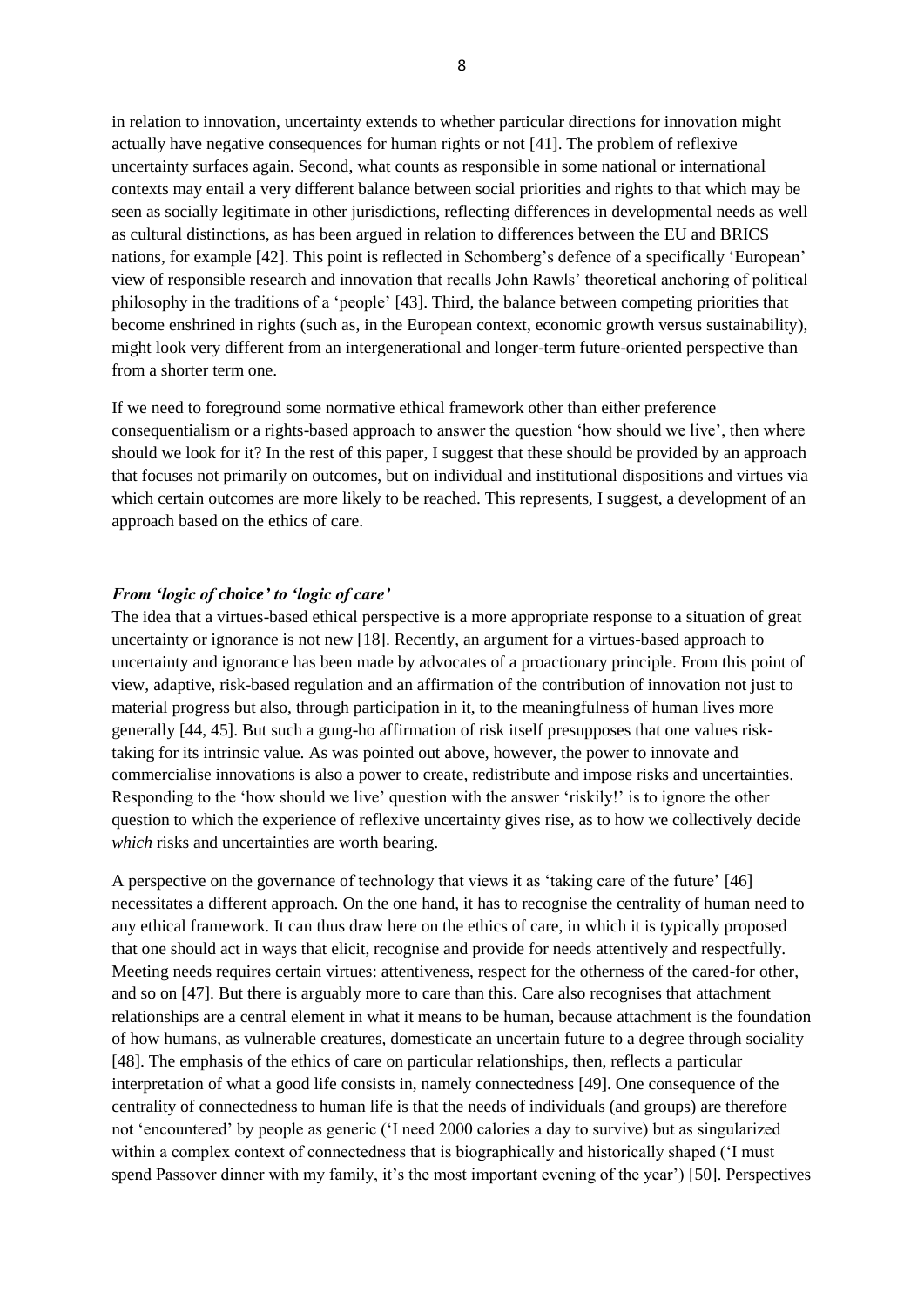in relation to innovation, uncertainty extends to whether particular directions for innovation might actually have negative consequences for human rights or not [41]. The problem of reflexive uncertainty surfaces again. Second, what counts as responsible in some national or international contexts may entail a very different balance between social priorities and rights to that which may be seen as socially legitimate in other jurisdictions, reflecting differences in developmental needs as well as cultural distinctions, as has been argued in relation to differences between the EU and BRICS nations, for example [42]. This point is reflected in Schomberg's defence of a specifically 'European' view of responsible research and innovation that recalls John Rawls' theoretical anchoring of political philosophy in the traditions of a 'people' [43]. Third, the balance between competing priorities that become enshrined in rights (such as, in the European context, economic growth versus sustainability), might look very different from an intergenerational and longer-term future-oriented perspective than from a shorter term one.

If we need to foreground some normative ethical framework other than either preference consequentialism or a rights-based approach to answer the question 'how should we live', then where should we look for it? In the rest of this paper, I suggest that these should be provided by an approach that focuses not primarily on outcomes, but on individual and institutional dispositions and virtues via which certain outcomes are more likely to be reached. This represents, I suggest, a development of an approach based on the ethics of care.

### *From 'logic of choice' to 'logic of care'*

The idea that a virtues-based ethical perspective is a more appropriate response to a situation of great uncertainty or ignorance is not new [18]. Recently, an argument for a virtues-based approach to uncertainty and ignorance has been made by advocates of a proactionary principle. From this point of view, adaptive, risk-based regulation and an affirmation of the contribution of innovation not just to material progress but also, through participation in it, to the meaningfulness of human lives more generally [44, 45]. But such a gung-ho affirmation of risk itself presupposes that one values risk-taking for its intrinsic value. As was pointed out above, however, the power to innovate and commercialise innovations is also a power to create, redistribute and impose risks and uncertainties. Responding to the 'how should we live' question with the answer 'riskily!' is to ignore the other question to which the experience of reflexive uncertainty gives rise, as to how we collectively decide *which* risks and uncertainties are worth bearing.

A perspective on the governance of technology that views it as 'taking care of the future' [46] necessitates a different approach. On the one hand, it has to recognise the centrality of human need to any ethical framework. It can thus draw here on the ethics of care, in which it is typically proposed that one should act in ways that elicit, recognise and provide for needs attentively and respectfully. Meeting needs requires certain virtues: attentiveness, respect for the otherness of the cared-for other, and so on [47]. But there is arguably more to care than this. Care also recognises that attachment relationships are a central element in what it means to be human, because attachment is the foundation of how humans, as vulnerable creatures, domesticate an uncertain future to a degree through sociality [48]. The emphasis of the ethics of care on particular relationships, then, reflects a particular interpretation of what a good life consists in, namely connectedness [49]. One consequence of the centrality of connectedness to human life is that the needs of individuals (and groups) are therefore not 'encountered' by people as generic ('I need 2000 calories a day to survive) but as singularized within a complex context of connectedness that is biographically and historically shaped ('I must spend Passover dinner with my family, it's the most important evening of the year') [50]. Perspectives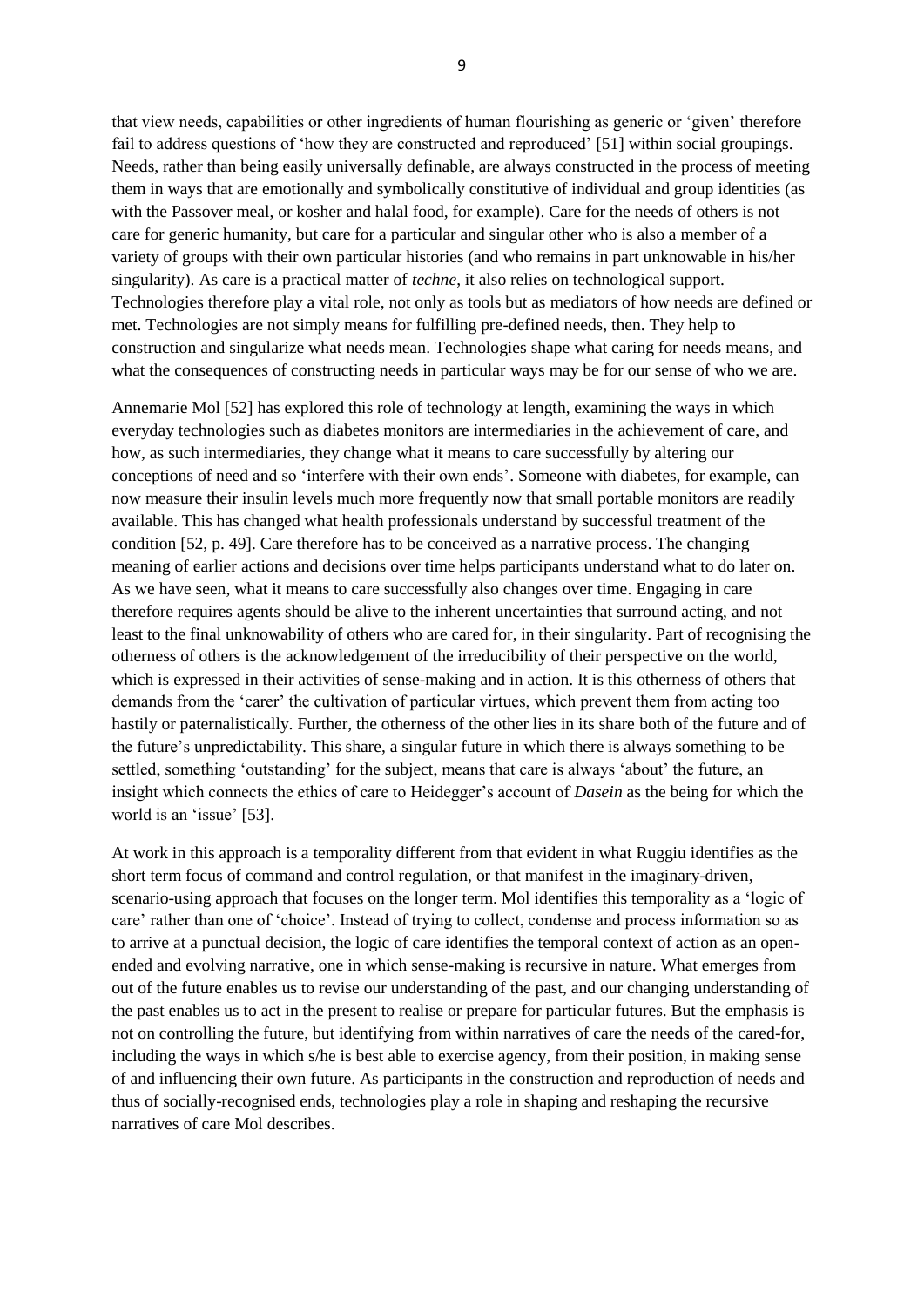that view needs, capabilities or other ingredients of human flourishing as generic or 'given' therefore fail to address questions of 'how they are constructed and reproduced' [51] within social groupings. Needs, rather than being easily universally definable, are always constructed in the process of meeting them in ways that are emotionally and symbolically constitutive of individual and group identities (as with the Passover meal, or kosher and halal food, for example). Care for the needs of others is not care for generic humanity, but care for a particular and singular other who is also a member of a variety of groups with their own particular histories (and who remains in part unknowable in his/her singularity). As care is a practical matter of *techne*, it also relies on technological support. Technologies therefore play a vital role, not only as tools but as mediators of how needs are defined or met. Technologies are not simply means for fulfilling pre-defined needs, then. They help to construction and singularize what needs mean. Technologies shape what caring for needs means, and what the consequences of constructing needs in particular ways may be for our sense of who we are.

Annemarie Mol [52] has explored this role of technology at length, examining the ways in which everyday technologies such as diabetes monitors are intermediaries in the achievement of care, and how, as such intermediaries, they change what it means to care successfully by altering our conceptions of need and so 'interfere with their own ends'. Someone with diabetes, for example, can now measure their insulin levels much more frequently now that small portable monitors are readily available. This has changed what health professionals understand by successful treatment of the condition [52, p. 49]. Care therefore has to be conceived as a narrative process. The changing meaning of earlier actions and decisions over time helps participants understand what to do later on. As we have seen, what it means to care successfully also changes over time. Engaging in care therefore requires agents should be alive to the inherent uncertainties that surround acting, and not least to the final unknowability of others who are cared for, in their singularity. Part of recognising the otherness of others is the acknowledgement of the irreducibility of their perspective on the world, which is expressed in their activities of sense-making and in action. It is this otherness of others that demands from the 'carer' the cultivation of particular virtues, which prevent them from acting too hastily or paternalistically. Further, the otherness of the other lies in its share both of the future and of the future's unpredictability. This share, a singular future in which there is always something to be settled, something 'outstanding' for the subject, means that care is always 'about' the future, an insight which connects the ethics of care to Heidegger's account of *Dasein* as the being for which the world is an 'issue' [53].

At work in this approach is a temporality different from that evident in what Ruggiu identifies as the short term focus of command and control regulation, or that manifest in the imaginary-driven, scenario-using approach that focuses on the longer term. Mol identifies this temporality as a 'logic of care' rather than one of 'choice'. Instead of trying to collect, condense and process information so as to arrive at a punctual decision, the logic of care identifies the temporal context of action as an open-ended and evolving narrative, one in which sense-making is recursive in nature. What emerges from out of the future enables us to revise our understanding of the past, and our changing understanding of the past enables us to act in the present to realise or prepare for particular futures. But the emphasis is not on controlling the future, but identifying from within narratives of care the needs of the cared-for, including the ways in which s/he is best able to exercise agency, from their position, in making sense of and influencing their own future. As participants in the construction and reproduction of needs and thus of socially-recognised ends, technologies play a role in shaping and reshaping the recursive narratives of care Mol describes.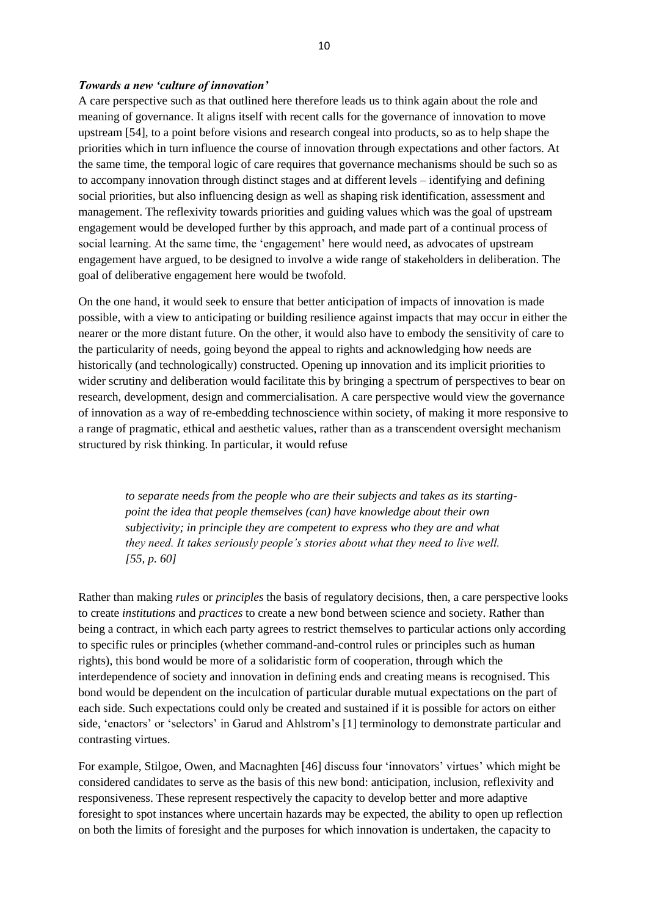### *Towards a new 'culture of innovation'*

A care perspective such as that outlined here therefore leads us to think again about the role and meaning of governance. It aligns itself with recent calls for the governance of innovation to move upstream [54], to a point before visions and research congeal into products, so as to help shape the priorities which in turn influence the course of innovation through expectations and other factors. At the same time, the temporal logic of care requires that governance mechanisms should be such so as to accompany innovation through distinct stages and at different levels – identifying and defining social priorities, but also influencing design as well as shaping risk identification, assessment and management. The reflexivity towards priorities and guiding values which was the goal of upstream engagement would be developed further by this approach, and made part of a continual process of social learning. At the same time, the 'engagement' here would need, as advocates of upstream engagement have argued, to be designed to involve a wide range of stakeholders in deliberation. The goal of deliberative engagement here would be twofold.

On the one hand, it would seek to ensure that better anticipation of impacts of innovation is made possible, with a view to anticipating or building resilience against impacts that may occur in either the nearer or the more distant future. On the other, it would also have to embody the sensitivity of care to the particularity of needs, going beyond the appeal to rights and acknowledging how needs are historically (and technologically) constructed. Opening up innovation and its implicit priorities to wider scrutiny and deliberation would facilitate this by bringing a spectrum of perspectives to bear on research, development, design and commercialisation. A care perspective would view the governance of innovation as a way of re-embedding technoscience within society, of making it more responsive to a range of pragmatic, ethical and aesthetic values, rather than as a transcendent oversight mechanism structured by risk thinking. In particular, it would refuse

> *to separate needs from the people who are their subjects and takes as its starting-point the idea that people themselves (can) have knowledge about their own subjectivity; in principle they are competent to express who they are and what they need. It takes seriously people's stories about what they need to live well. [55, p. 60]*

Rather than making *rules* or *principles* the basis of regulatory decisions, then, a care perspective looks to create *institutions* and *practices* to create a new bond between science and society. Rather than being a contract, in which each party agrees to restrict themselves to particular actions only according to specific rules or principles (whether command-and-control rules or principles such as human rights), this bond would be more of a solidaristic form of cooperation, through which the interdependence of society and innovation in defining ends and creating means is recognised. This bond would be dependent on the inculcation of particular durable mutual expectations on the part of each side. Such expectations could only be created and sustained if it is possible for actors on either side, 'enactors' or 'selectors' in Garud and Ahlstrom's [1] terminology to demonstrate particular and contrasting virtues.

For example, Stilgoe, Owen, and Macnaghten [46] discuss four 'innovators' virtues' which might be considered candidates to serve as the basis of this new bond: anticipation, inclusion, reflexivity and responsiveness. These represent respectively the capacity to develop better and more adaptive foresight to spot instances where uncertain hazards may be expected, the ability to open up reflection on both the limits of foresight and the purposes for which innovation is undertaken, the capacity to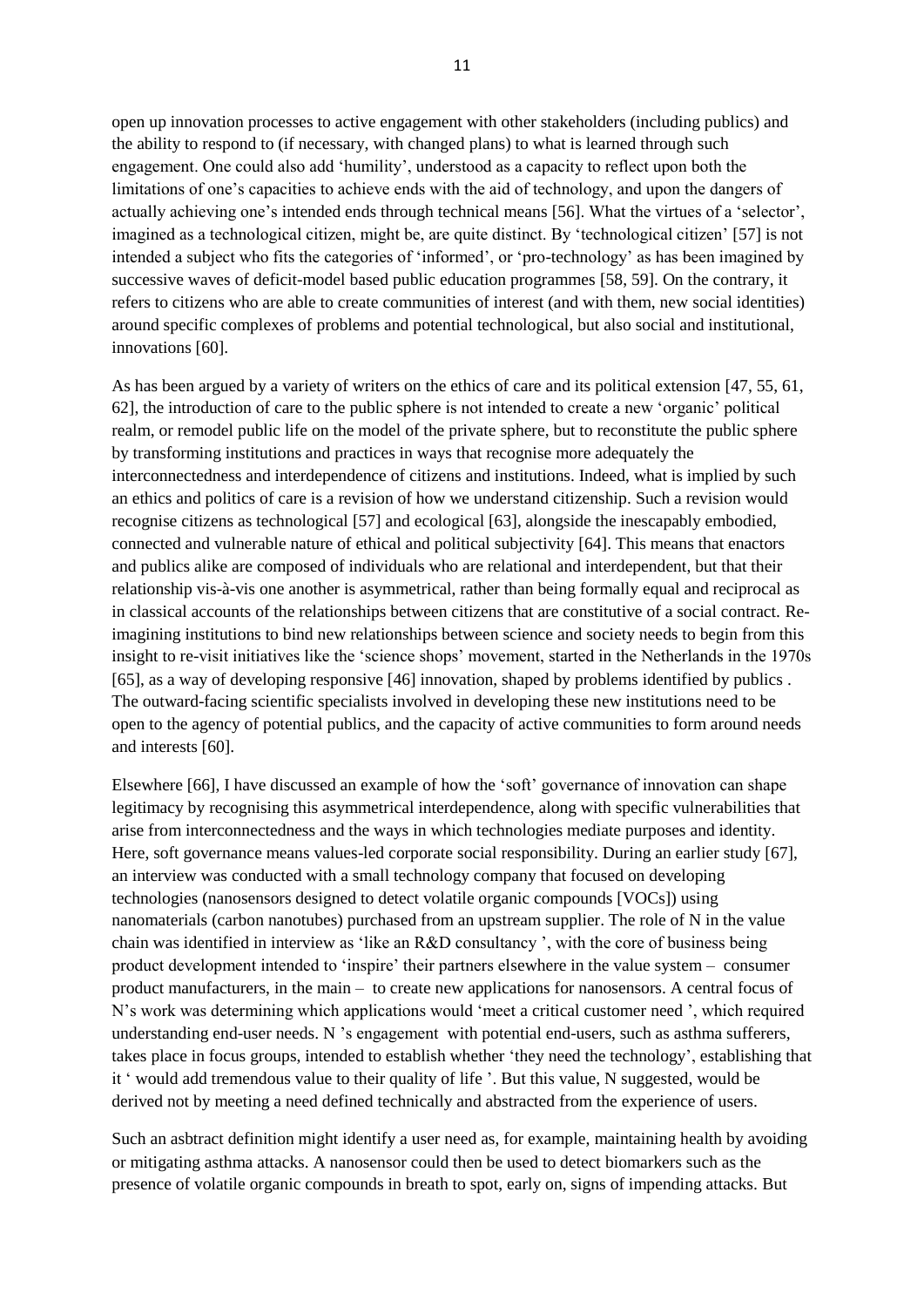open up innovation processes to active engagement with other stakeholders (including publics) and the ability to respond to (if necessary, with changed plans) to what is learned through such engagement. One could also add 'humility', understood as a capacity to reflect upon both the limitations of one's capacities to achieve ends with the aid of technology, and upon the dangers of actually achieving one's intended ends through technical means [56]. What the virtues of a 'selector', imagined as a technological citizen, might be, are quite distinct. By 'technological citizen' [57] is not intended a subject who fits the categories of 'informed', or 'pro-technology' as has been imagined by successive waves of deficit-model based public education programmes [58, 59]. On the contrary, it refers to citizens who are able to create communities of interest (and with them, new social identities) around specific complexes of problems and potential technological, but also social and institutional, innovations [60].

As has been argued by a variety of writers on the ethics of care and its political extension [47, 55, 61, 62], the introduction of care to the public sphere is not intended to create a new 'organic' political realm, or remodel public life on the model of the private sphere, but to reconstitute the public sphere by transforming institutions and practices in ways that recognise more adequately the interconnectedness and interdependence of citizens and institutions. Indeed, what is implied by such an ethics and politics of care is a revision of how we understand citizenship. Such a revision would recognise citizens as technological [57] and ecological [63], alongside the inescapably embodied, connected and vulnerable nature of ethical and political subjectivity [64]. This means that enactors and publics alike are composed of individuals who are relational and interdependent, but that their relationship vis-à-vis one another is asymmetrical, rather than being formally equal and reciprocal as in classical accounts of the relationships between citizens that are constitutive of a social contract. Re-imagining institutions to bind new relationships between science and society needs to begin from this insight to re-visit initiatives like the 'science shops' movement, started in the Netherlands in the 1970s [65], as a way of developing responsive [46] innovation, shaped by problems identified by publics . The outward-facing scientific specialists involved in developing these new institutions need to be open to the agency of potential publics, and the capacity of active communities to form around needs and interests [60].

Elsewhere [66], I have discussed an example of how the 'soft' governance of innovation can shape legitimacy by recognising this asymmetrical interdependence, along with specific vulnerabilities that arise from interconnectedness and the ways in which technologies mediate purposes and identity. Here, soft governance means values-led corporate social responsibility. During an earlier study [67], an interview was conducted with a small technology company that focused on developing technologies (nanosensors designed to detect volatile organic compounds [VOCs]) using nanomaterials (carbon nanotubes) purchased from an upstream supplier. The role of N in the value chain was identified in interview as 'like an R&D consultancy ', with the core of business being product development intended to 'inspire' their partners elsewhere in the value system – consumer product manufacturers, in the main – to create new applications for nanosensors. A central focus of N's work was determining which applications would 'meet a critical customer need ', which required understanding end-user needs. N 's engagement with potential end-users, such as asthma sufferers, takes place in focus groups, intended to establish whether 'they need the technology', establishing that it ' would add tremendous value to their quality of life '. But this value, N suggested, would be derived not by meeting a need defined technically and abstracted from the experience of users.

Such an asbtract definition might identify a user need as, for example, maintaining health by avoiding or mitigating asthma attacks. A nanosensor could then be used to detect biomarkers such as the presence of volatile organic compounds in breath to spot, early on, signs of impending attacks. But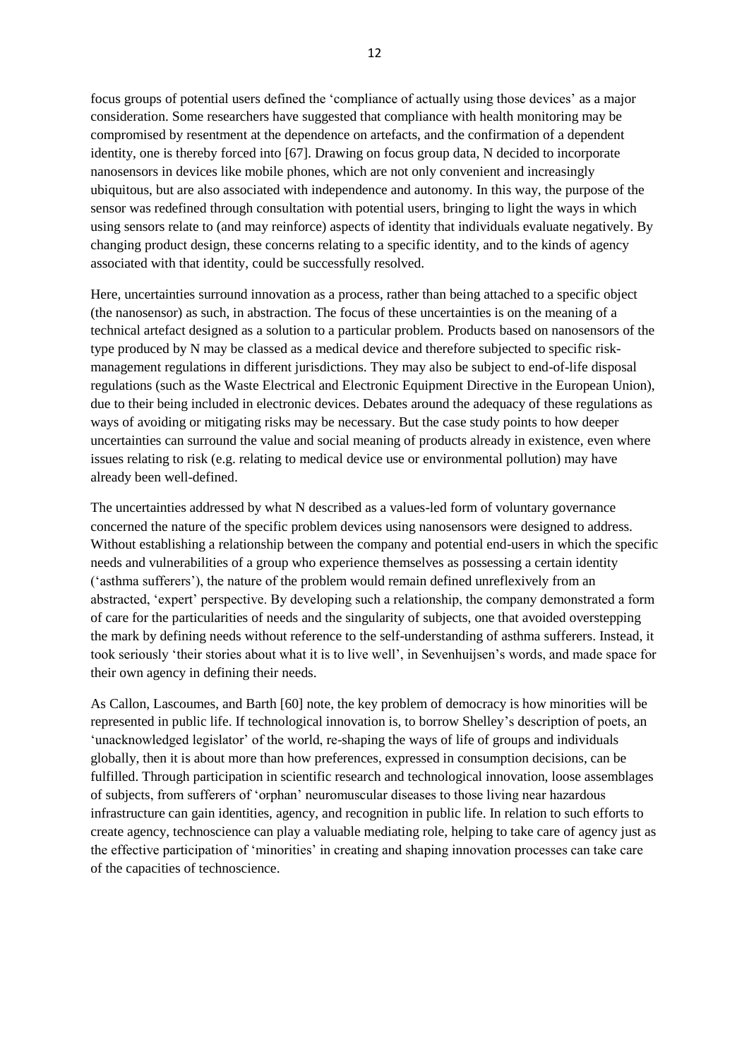focus groups of potential users defined the 'compliance of actually using those devices' as a major consideration. Some researchers have suggested that compliance with health monitoring may be compromised by resentment at the dependence on artefacts, and the confirmation of a dependent identity, one is thereby forced into [67]. Drawing on focus group data, N decided to incorporate nanosensors in devices like mobile phones, which are not only convenient and increasingly ubiquitous, but are also associated with independence and autonomy. In this way, the purpose of the sensor was redefined through consultation with potential users, bringing to light the ways in which using sensors relate to (and may reinforce) aspects of identity that individuals evaluate negatively. By changing product design, these concerns relating to a specific identity, and to the kinds of agency associated with that identity, could be successfully resolved.

Here, uncertainties surround innovation as a process, rather than being attached to a specific object (the nanosensor) as such, in abstraction. The focus of these uncertainties is on the meaning of a technical artefact designed as a solution to a particular problem. Products based on nanosensors of the type produced by N may be classed as a medical device and therefore subjected to specific risk-management regulations in different jurisdictions. They may also be subject to end-of-life disposal regulations (such as the Waste Electrical and Electronic Equipment Directive in the European Union), due to their being included in electronic devices. Debates around the adequacy of these regulations as ways of avoiding or mitigating risks may be necessary. But the case study points to how deeper uncertainties can surround the value and social meaning of products already in existence, even where issues relating to risk (e.g. relating to medical device use or environmental pollution) may have already been well-defined.

The uncertainties addressed by what N described as a values-led form of voluntary governance concerned the nature of the specific problem devices using nanosensors were designed to address. Without establishing a relationship between the company and potential end-users in which the specific needs and vulnerabilities of a group who experience themselves as possessing a certain identity ('asthma sufferers'), the nature of the problem would remain defined unreflexively from an abstracted, 'expert' perspective. By developing such a relationship, the company demonstrated a form of care for the particularities of needs and the singularity of subjects, one that avoided overstepping the mark by defining needs without reference to the self-understanding of asthma sufferers. Instead, it took seriously 'their stories about what it is to live well', in Sevenhuijsen's words, and made space for their own agency in defining their needs.

As Callon, Lascoumes, and Barth [60] note, the key problem of democracy is how minorities will be represented in public life. If technological innovation is, to borrow Shelley's description of poets, an 'unacknowledged legislator' of the world, re-shaping the ways of life of groups and individuals globally, then it is about more than how preferences, expressed in consumption decisions, can be fulfilled. Through participation in scientific research and technological innovation, loose assemblages of subjects, from sufferers of 'orphan' neuromuscular diseases to those living near hazardous infrastructure can gain identities, agency, and recognition in public life. In relation to such efforts to create agency, technoscience can play a valuable mediating role, helping to take care of agency just as the effective participation of 'minorities' in creating and shaping innovation processes can take care of the capacities of technoscience.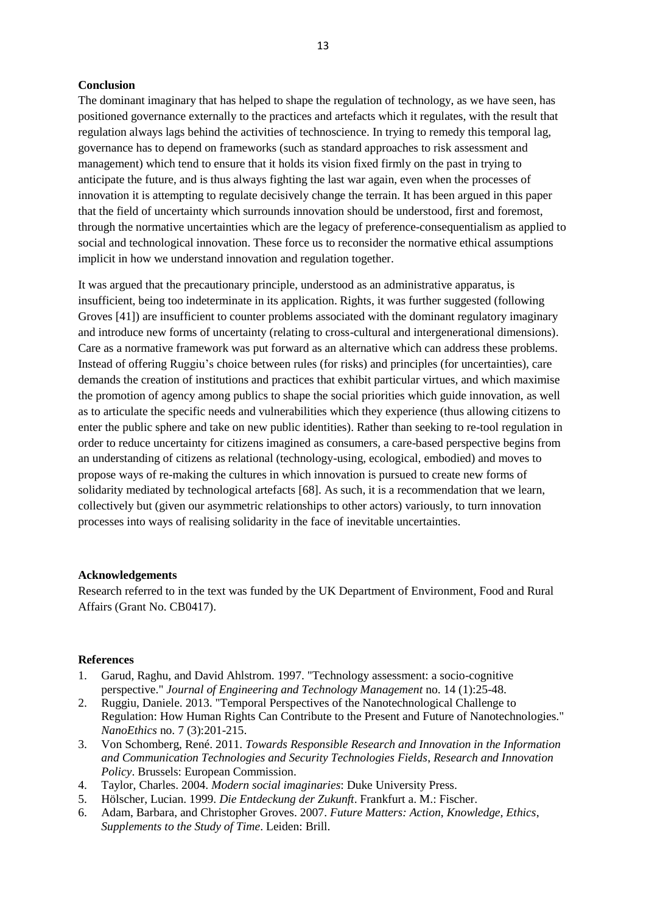**Conclusion**

The dominant imaginary that has helped to shape the regulation of technology, as we have seen, has positioned governance externally to the practices and artefacts which it regulates, with the result that regulation always lags behind the activities of technoscience. In trying to remedy this temporal lag, governance has to depend on frameworks (such as standard approaches to risk assessment and management) which tend to ensure that it holds its vision fixed firmly on the past in trying to anticipate the future, and is thus always fighting the last war again, even when the processes of innovation it is attempting to regulate decisively change the terrain. It has been argued in this paper that the field of uncertainty which surrounds innovation should be understood, first and foremost, through the normative uncertainties which are the legacy of preference-consequentialism as applied to social and technological innovation. These force us to reconsider the normative ethical assumptions implicit in how we understand innovation and regulation together.

It was argued that the precautionary principle, understood as an administrative apparatus, is insufficient, being too indeterminate in its application. Rights, it was further suggested (following Groves [41]) are insufficient to counter problems associated with the dominant regulatory imaginary and introduce new forms of uncertainty (relating to cross-cultural and intergenerational dimensions). Care as a normative framework was put forward as an alternative which can address these problems. Instead of offering Ruggiu's choice between rules (for risks) and principles (for uncertainties), care demands the creation of institutions and practices that exhibit particular virtues, and which maximise the promotion of agency among publics to shape the social priorities which guide innovation, as well as to articulate the specific needs and vulnerabilities which they experience (thus allowing citizens to enter the public sphere and take on new public identities). Rather than seeking to re-tool regulation in order to reduce uncertainty for citizens imagined as consumers, a care-based perspective begins from an understanding of citizens as relational (technology-using, ecological, embodied) and moves to propose ways of re-making the cultures in which innovation is pursued to create new forms of solidarity mediated by technological artefacts [68]. As such, it is a recommendation that we learn, collectively but (given our asymmetric relationships to other actors) variously, to turn innovation processes into ways of realising solidarity in the face of inevitable uncertainties.

**Acknowledgements**

Research referred to in the text was funded by the UK Department of Environment, Food and Rural Affairs (Grant No. CB0417).

**References**

1. Garud, Raghu, and David Ahlstrom. 1997. "Technology assessment: a socio-cognitive perspective." *Journal of Engineering and Technology Management* no. 14 (1):25-48.
2. Ruggiu, Daniele. 2013. "Temporal Perspectives of the Nanotechnological Challenge to Regulation: How Human Rights Can Contribute to the Present and Future of Nanotechnologies." *NanoEthics* no. 7 (3):201-215.
3. Von Schomberg, René. 2011. *Towards Responsible Research and Innovation in the Information and Communication Technologies and Security Technologies Fields, Research and Innovation Policy*. Brussels: European Commission.
4. Taylor, Charles. 2004. *Modern social imaginaries*: Duke University Press.
5. Hölscher, Lucian. 1999. *Die Entdeckung der Zukunft*. Frankfurt a. M.: Fischer.
6. Adam, Barbara, and Christopher Groves. 2007. *Future Matters: Action, Knowledge, Ethics, Supplements to the Study of Time*. Leiden: Brill.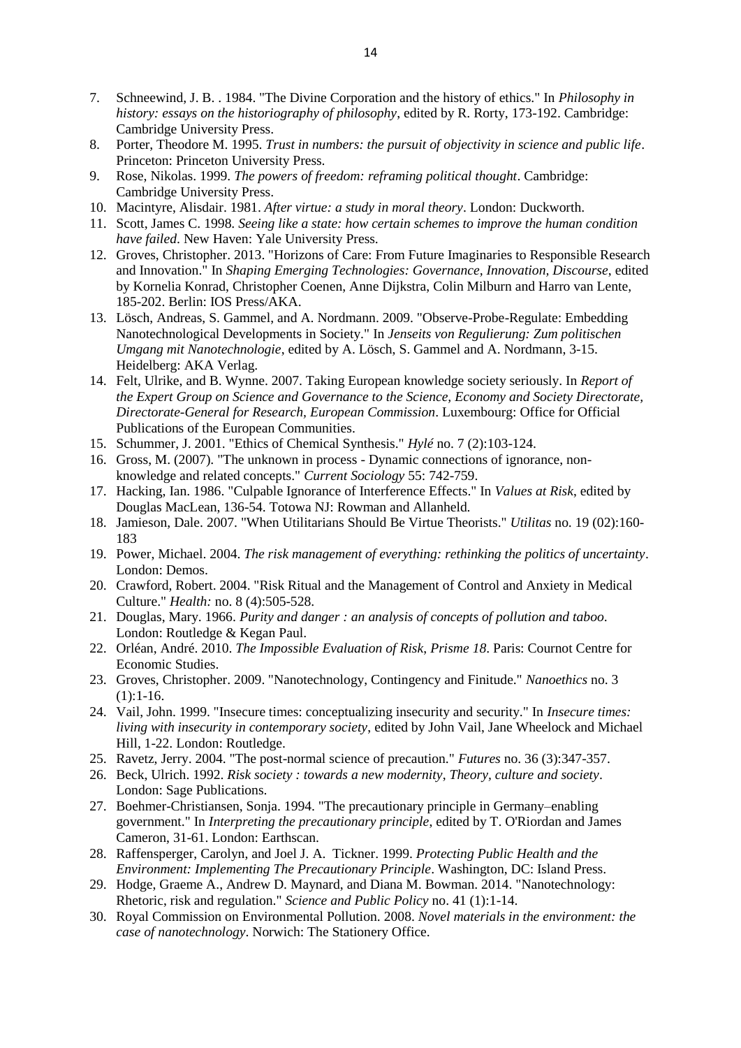7. Schneewind, J. B. . 1984. "The Divine Corporation and the history of ethics." In *Philosophy in history: essays on the historiography of philosophy*, edited by R. Rorty, 173-192. Cambridge: Cambridge University Press.
8. Porter, Theodore M. 1995. *Trust in numbers: the pursuit of objectivity in science and public life*. Princeton: Princeton University Press.
9. Rose, Nikolas. 1999. *The powers of freedom: reframing political thought*. Cambridge: Cambridge University Press.
10. Macintyre, Alisdair. 1981. *After virtue: a study in moral theory*. London: Duckworth.
11. Scott, James C. 1998. *Seeing like a state: how certain schemes to improve the human condition have failed*. New Haven: Yale University Press.
12. Groves, Christopher. 2013. "Horizons of Care: From Future Imaginaries to Responsible Research and Innovation." In *Shaping Emerging Technologies: Governance, Innovation, Discourse*, edited by Kornelia Konrad, Christopher Coenen, Anne Dijkstra, Colin Milburn and Harro van Lente, 185-202. Berlin: IOS Press/AKA.
13. Lösch, Andreas, S. Gammel, and A. Nordmann. 2009. "Observe-Probe-Regulate: Embedding Nanotechnological Developments in Society." In *Jenseits von Regulierung: Zum politischen Umgang mit Nanotechnologie*, edited by A. Lösch, S. Gammel and A. Nordmann, 3-15. Heidelberg: AKA Verlag.
14. Felt, Ulrike, and B. Wynne. 2007. Taking European knowledge society seriously. In *Report of the Expert Group on Science and Governance to the Science, Economy and Society Directorate, Directorate-General for Research, European Commission*. Luxembourg: Office for Official Publications of the European Communities.
15. Schummer, J. 2001. "Ethics of Chemical Synthesis." *Hylé* no. 7 (2):103-124.
16. Gross, M. (2007). "The unknown in process - Dynamic connections of ignorance, non-knowledge and related concepts." *Current Sociology* 55: 742-759.
17. Hacking, Ian. 1986. "Culpable Ignorance of Interference Effects." In *Values at Risk*, edited by Douglas MacLean, 136-54. Totowa NJ: Rowman and Allanheld.
18. Jamieson, Dale. 2007. "When Utilitarians Should Be Virtue Theorists." *Utilitas* no. 19 (02):160-183
19. Power, Michael. 2004. *The risk management of everything: rethinking the politics of uncertainty*. London: Demos.
20. Crawford, Robert. 2004. "Risk Ritual and the Management of Control and Anxiety in Medical Culture." *Health:* no. 8 (4):505-528.
21. Douglas, Mary. 1966. *Purity and danger : an analysis of concepts of pollution and taboo*. London: Routledge & Kegan Paul.
22. Orléan, André. 2010. *The Impossible Evaluation of Risk, Prisme 18*. Paris: Cournot Centre for Economic Studies.
23. Groves, Christopher. 2009. "Nanotechnology, Contingency and Finitude." *Nanoethics* no. 3 (1):1-16.
24. Vail, John. 1999. "Insecure times: conceptualizing insecurity and security." In *Insecure times: living with insecurity in contemporary society*, edited by John Vail, Jane Wheelock and Michael Hill, 1-22. London: Routledge.
25. Ravetz, Jerry. 2004. "The post-normal science of precaution." *Futures* no. 36 (3):347-357.
26. Beck, Ulrich. 1992. *Risk society : towards a new modernity*, *Theory, culture and society*. London: Sage Publications.
27. Boehmer-Christiansen, Sonja. 1994. "The precautionary principle in Germany–enabling government." In *Interpreting the precautionary principle*, edited by T. O'Riordan and James Cameron, 31-61. London: Earthscan.
28. Raffensperger, Carolyn, and Joel J. A. Tickner. 1999. *Protecting Public Health and the Environment: Implementing The Precautionary Principle*. Washington, DC: Island Press.
29. Hodge, Graeme A., Andrew D. Maynard, and Diana M. Bowman. 2014. "Nanotechnology: Rhetoric, risk and regulation." *Science and Public Policy* no. 41 (1):1-14.
30. Royal Commission on Environmental Pollution. 2008. *Novel materials in the environment: the case of nanotechnology*. Norwich: The Stationery Office.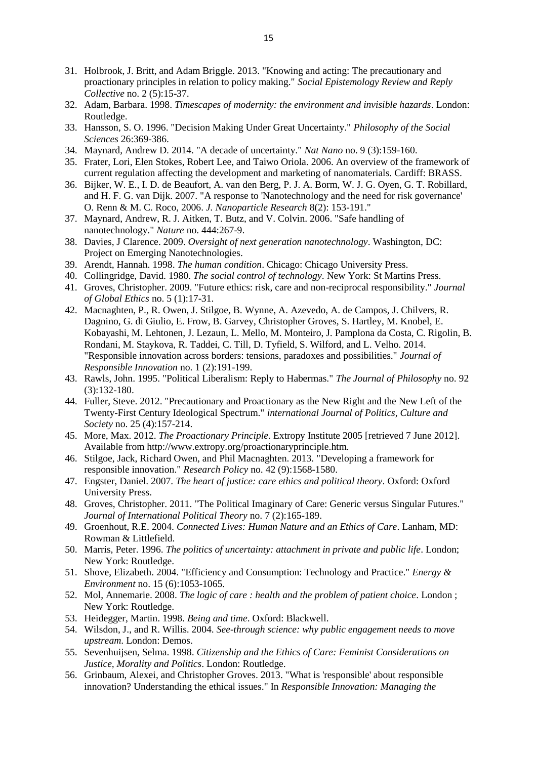31. Holbrook, J. Britt, and Adam Briggle. 2013. "Knowing and acting: The precautionary and proactionary principles in relation to policy making." *Social Epistemology Review and Reply Collective* no. 2 (5):15-37.
32. Adam, Barbara. 1998. *Timescapes of modernity: the environment and invisible hazards*. London: Routledge.
33. Hansson, S. O. 1996. "Decision Making Under Great Uncertainty." *Philosophy of the Social Sciences* 26:369-386.
34. Maynard, Andrew D. 2014. "A decade of uncertainty." *Nat Nano* no. 9 (3):159-160.
35. Frater, Lori, Elen Stokes, Robert Lee, and Taiwo Oriola. 2006. An overview of the framework of current regulation affecting the development and marketing of nanomaterials. Cardiff: BRASS.
36. Bijker, W. E., I. D. de Beaufort, A. van den Berg, P. J. A. Borm, W. J. G. Oyen, G. T. Robillard, and H. F. G. van Dijk. 2007. "A response to 'Nanotechnology and the need for risk governance' O. Renn & M. C. Roco, 2006. *J. Nanoparticle Research* 8(2): 153-191."
37. Maynard, Andrew, R. J. Aitken, T. Butz, and V. Colvin. 2006. "Safe handling of nanotechnology." *Nature* no. 444:267-9.
38. Davies, J Clarence. 2009. *Oversight of next generation nanotechnology*. Washington, DC: Project on Emerging Nanotechnologies.
39. Arendt, Hannah. 1998. *The human condition*. Chicago: Chicago University Press.
40. Collingridge, David. 1980. *The social control of technology*. New York: St Martins Press.
41. Groves, Christopher. 2009. "Future ethics: risk, care and non-reciprocal responsibility." *Journal of Global Ethics* no. 5 (1):17-31.
42. Macnaghten, P., R. Owen, J. Stilgoe, B. Wynne, A. Azevedo, A. de Campos, J. Chilvers, R. Dagnino, G. di Giulio, E. Frow, B. Garvey, Christopher Groves, S. Hartley, M. Knobel, E. Kobayashi, M. Lehtonen, J. Lezaun, L. Mello, M. Monteiro, J. Pamplona da Costa, C. Rigolin, B. Rondani, M. Staykova, R. Taddei, C. Till, D. Tyfield, S. Wilford, and L. Velho. 2014. "Responsible innovation across borders: tensions, paradoxes and possibilities." *Journal of Responsible Innovation* no. 1 (2):191-199.
43. Rawls, John. 1995. "Political Liberalism: Reply to Habermas." *The Journal of Philosophy* no. 92 (3):132-180.
44. Fuller, Steve. 2012. "Precautionary and Proactionary as the New Right and the New Left of the Twenty-First Century Ideological Spectrum." *international Journal of Politics, Culture and Society* no. 25 (4):157-214.
45. More, Max. 2012. *The Proactionary Principle*. Extropy Institute 2005 [retrieved 7 June 2012]. Available from http://www.extropy.org/proactionaryprinciple.htm.
46. Stilgoe, Jack, Richard Owen, and Phil Macnaghten. 2013. "Developing a framework for responsible innovation." *Research Policy* no. 42 (9):1568-1580.
47. Engster, Daniel. 2007. *The heart of justice: care ethics and political theory*. Oxford: Oxford University Press.
48. Groves, Christopher. 2011. "The Political Imaginary of Care: Generic versus Singular Futures." *Journal of International Political Theory* no. 7 (2):165-189.
49. Groenhout, R.E. 2004. *Connected Lives: Human Nature and an Ethics of Care*. Lanham, MD: Rowman & Littlefield.
50. Marris, Peter. 1996. *The politics of uncertainty: attachment in private and public life*. London; New York: Routledge.
51. Shove, Elizabeth. 2004. "Efficiency and Consumption: Technology and Practice." *Energy & Environment* no. 15 (6):1053-1065.
52. Mol, Annemarie. 2008. *The logic of care : health and the problem of patient choice*. London ; New York: Routledge.
53. Heidegger, Martin. 1998. *Being and time*. Oxford: Blackwell.
54. Wilsdon, J., and R. Willis. 2004. *See-through science: why public engagement needs to move upstream*. London: Demos.
55. Sevenhuijsen, Selma. 1998. *Citizenship and the Ethics of Care: Feminist Considerations on Justice, Morality and Politics*. London: Routledge.
56. Grinbaum, Alexei, and Christopher Groves. 2013. "What is 'responsible' about responsible innovation? Understanding the ethical issues." In *Responsible Innovation: Managing the*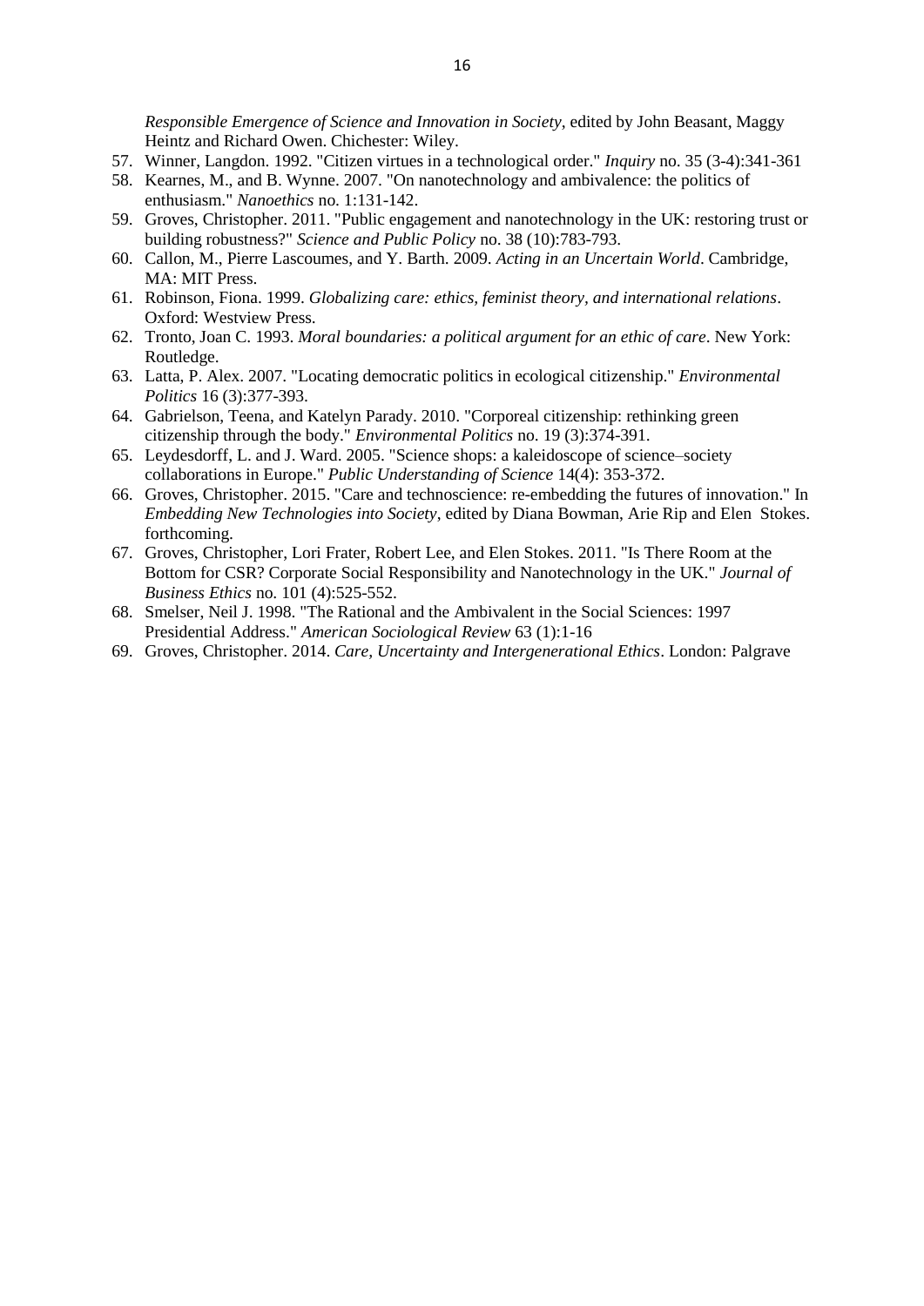*Responsible Emergence of Science and Innovation in Society*, edited by John Beasant, Maggy Heintz and Richard Owen. Chichester: Wiley.

57. Winner, Langdon. 1992. "Citizen virtues in a technological order." *Inquiry* no. 35 (3-4):341-361
58. Kearnes, M., and B. Wynne. 2007. "On nanotechnology and ambivalence: the politics of enthusiasm." *Nanoethics* no. 1:131-142.
59. Groves, Christopher. 2011. "Public engagement and nanotechnology in the UK: restoring trust or building robustness?" *Science and Public Policy* no. 38 (10):783-793.
60. Callon, M., Pierre Lascoumes, and Y. Barth. 2009. *Acting in an Uncertain World*. Cambridge, MA: MIT Press.
61. Robinson, Fiona. 1999. *Globalizing care: ethics, feminist theory, and international relations*. Oxford: Westview Press.
62. Tronto, Joan C. 1993. *Moral boundaries: a political argument for an ethic of care*. New York: Routledge.
63. Latta, P. Alex. 2007. "Locating democratic politics in ecological citizenship." *Environmental Politics* 16 (3):377-393.
64. Gabrielson, Teena, and Katelyn Parady. 2010. "Corporeal citizenship: rethinking green citizenship through the body." *Environmental Politics* no. 19 (3):374-391.
65. Leydesdorff, L. and J. Ward. 2005. "Science shops: a kaleidoscope of science–society collaborations in Europe." *Public Understanding of Science* 14(4): 353-372.
66. Groves, Christopher. 2015. "Care and technoscience: re-embedding the futures of innovation." In *Embedding New Technologies into Society*, edited by Diana Bowman, Arie Rip and Elen Stokes. forthcoming.
67. Groves, Christopher, Lori Frater, Robert Lee, and Elen Stokes. 2011. "Is There Room at the Bottom for CSR? Corporate Social Responsibility and Nanotechnology in the UK." *Journal of Business Ethics* no. 101 (4):525-552.
68. Smelser, Neil J. 1998. "The Rational and the Ambivalent in the Social Sciences: 1997 Presidential Address." *American Sociological Review* 63 (1):1-16
69. Groves, Christopher. 2014. *Care, Uncertainty and Intergenerational Ethics*. London: Palgrave